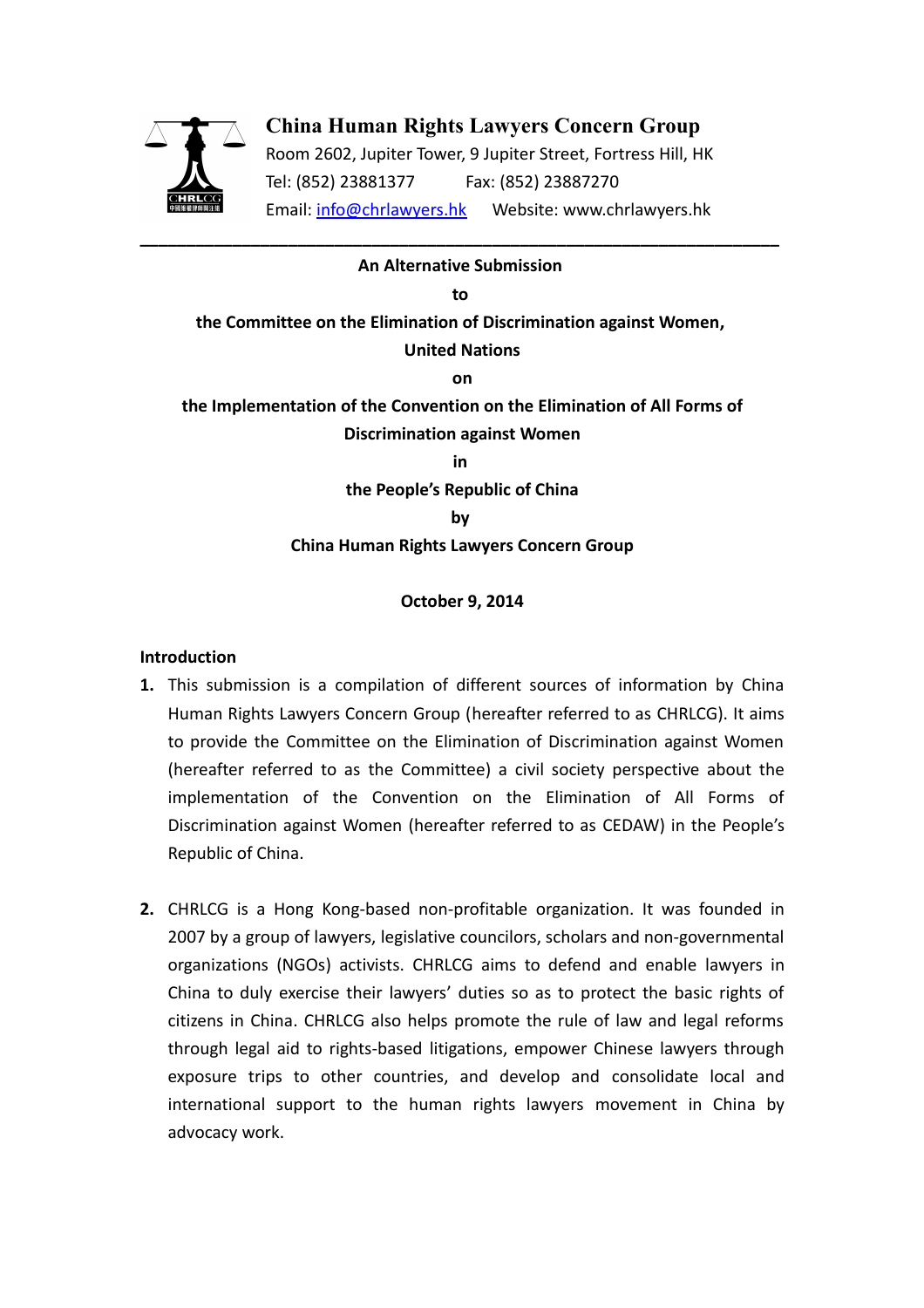**China Human Rights Lawyers Concern Group**

Room 2602, Jupiter Tower, 9 Jupiter Street, Fortress Hill, HK

Tel: (852) 23881377 Fax: (852) 23887270

Email: info@chrlawyers.hk Website: www.chrlawyers.hk

---

**An Alternative Submission**

**to**

**the Committee on the Elimination of Discrimination against Women, United Nations**

**on**

**the Implementation of the Convention on the Elimination of All Forms of Discrimination against Women**

**in**

**the People's Republic of China**

**by**

**China Human Rights Lawyers Concern Group**

**October 9, 2014**

## Introduction

1. This submission is a compilation of different sources of information by China Human Rights Lawyers Concern Group (hereafter referred to as CHRLCG). It aims to provide the Committee on the Elimination of Discrimination against Women (hereafter referred to as the Committee) a civil society perspective about the implementation of the Convention on the Elimination of All Forms of Discrimination against Women (hereafter referred to as CEDAW) in the People's Republic of China.

2. CHRLCG is a Hong Kong-based non-profitable organization. It was founded in 2007 by a group of lawyers, legislative councilors, scholars and non-governmental organizations (NGOs) activists. CHRLCG aims to defend and enable lawyers in China to duly exercise their lawyers' duties so as to protect the basic rights of citizens in China. CHRLCG also helps promote the rule of law and legal reforms through legal aid to rights-based litigations, empower Chinese lawyers through exposure trips to other countries, and develop and consolidate local and international support to the human rights lawyers movement in China by advocacy work.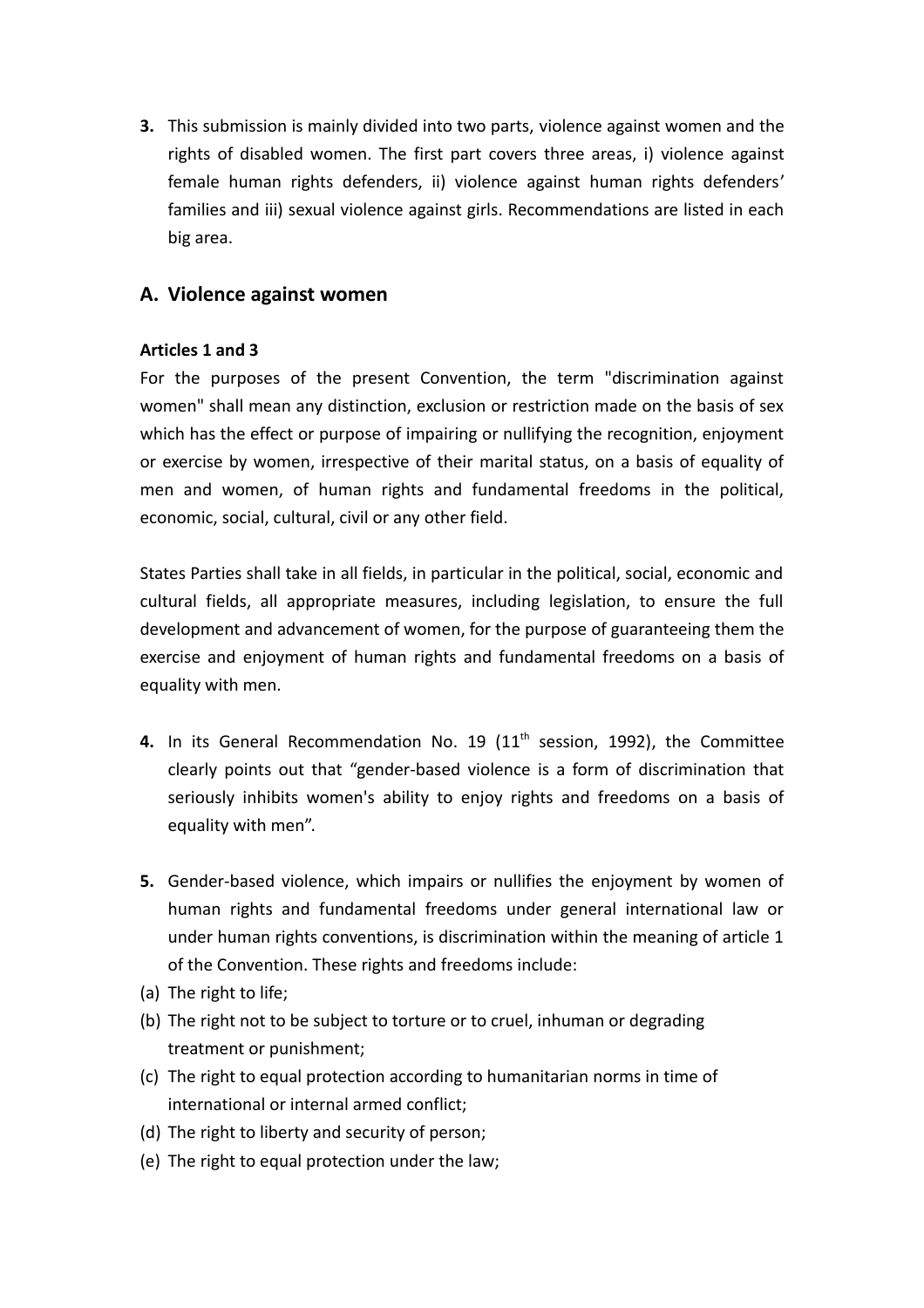**3.** This submission is mainly divided into two parts, violence against women and the rights of disabled women. The first part covers three areas, i) violence against female human rights defenders, ii) violence against human rights defenders' families and iii) sexual violence against girls. Recommendations are listed in each big area.

## A. Violence against women

**Articles 1 and 3**

For the purposes of the present Convention, the term "discrimination against women" shall mean any distinction, exclusion or restriction made on the basis of sex which has the effect or purpose of impairing or nullifying the recognition, enjoyment or exercise by women, irrespective of their marital status, on a basis of equality of men and women, of human rights and fundamental freedoms in the political, economic, social, cultural, civil or any other field.

States Parties shall take in all fields, in particular in the political, social, economic and cultural fields, all appropriate measures, including legislation, to ensure the full development and advancement of women, for the purpose of guaranteeing them the exercise and enjoyment of human rights and fundamental freedoms on a basis of equality with men.

**4.** In its General Recommendation No. 19 (11th session, 1992), the Committee clearly points out that "gender-based violence is a form of discrimination that seriously inhibits women's ability to enjoy rights and freedoms on a basis of equality with men".

**5.** Gender-based violence, which impairs or nullifies the enjoyment by women of human rights and fundamental freedoms under general international law or under human rights conventions, is discrimination within the meaning of article 1 of the Convention. These rights and freedoms include:

(a) The right to life;

(b) The right not to be subject to torture or to cruel, inhuman or degrading treatment or punishment;

(c) The right to equal protection according to humanitarian norms in time of international or internal armed conflict;

(d) The right to liberty and security of person;

(e) The right to equal protection under the law;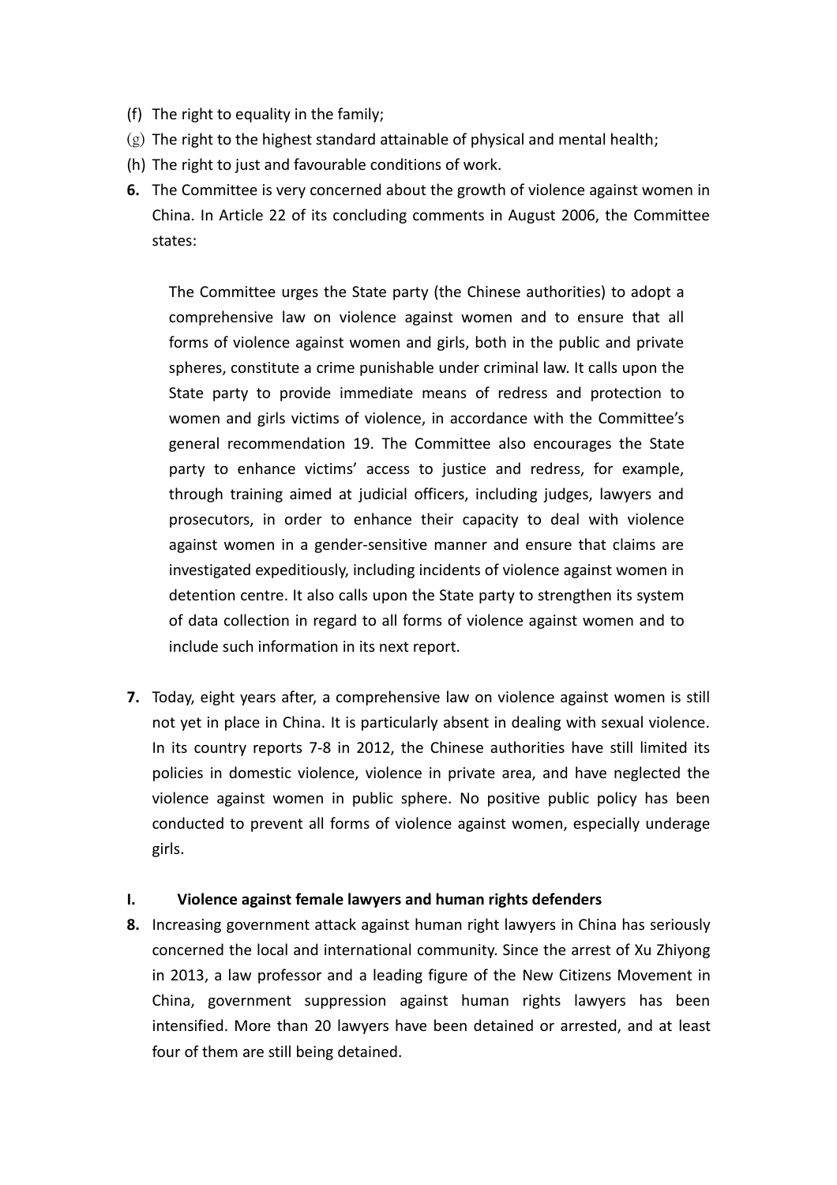(f) The right to equality in the family;
(g) The right to the highest standard attainable of physical and mental health;
(h) The right to just and favourable conditions of work.

**6.** The Committee is very concerned about the growth of violence against women in China. In Article 22 of its concluding comments in August 2006, the Committee states:

> The Committee urges the State party (the Chinese authorities) to adopt a comprehensive law on violence against women and to ensure that all forms of violence against women and girls, both in the public and private spheres, constitute a crime punishable under criminal law. It calls upon the State party to provide immediate means of redress and protection to women and girls victims of violence, in accordance with the Committee's general recommendation 19. The Committee also encourages the State party to enhance victims' access to justice and redress, for example, through training aimed at judicial officers, including judges, lawyers and prosecutors, in order to enhance their capacity to deal with violence against women in a gender-sensitive manner and ensure that claims are investigated expeditiously, including incidents of violence against women in detention centre. It also calls upon the State party to strengthen its system of data collection in regard to all forms of violence against women and to include such information in its next report.

**7.** Today, eight years after, a comprehensive law on violence against women is still not yet in place in China. It is particularly absent in dealing with sexual violence. In its country reports 7-8 in 2012, the Chinese authorities have still limited its policies in domestic violence, violence in private area, and have neglected the violence against women in public sphere. No positive public policy has been conducted to prevent all forms of violence against women, especially underage girls.

## I. Violence against female lawyers and human rights defenders

**8.** Increasing government attack against human right lawyers in China has seriously concerned the local and international community. Since the arrest of Xu Zhiyong in 2013, a law professor and a leading figure of the New Citizens Movement in China, government suppression against human rights lawyers has been intensified. More than 20 lawyers have been detained or arrested, and at least four of them are still being detained.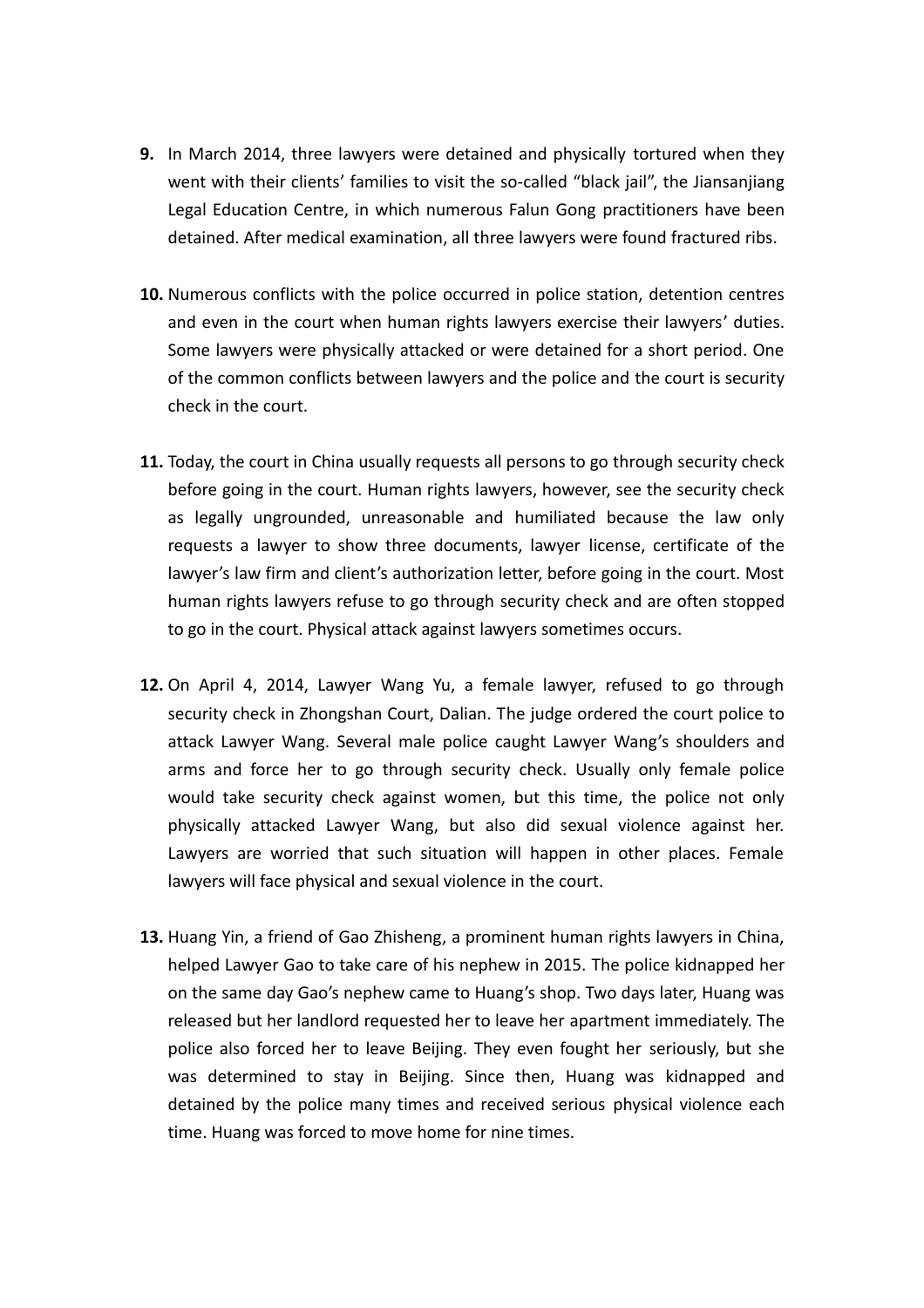**9.** In March 2014, three lawyers were detained and physically tortured when they went with their clients' families to visit the so-called "black jail", the Jiansanjiang Legal Education Centre, in which numerous Falun Gong practitioners have been detained. After medical examination, all three lawyers were found fractured ribs.

**10.** Numerous conflicts with the police occurred in police station, detention centres and even in the court when human rights lawyers exercise their lawyers' duties. Some lawyers were physically attacked or were detained for a short period. One of the common conflicts between lawyers and the police and the court is security check in the court.

**11.** Today, the court in China usually requests all persons to go through security check before going in the court. Human rights lawyers, however, see the security check as legally ungrounded, unreasonable and humiliated because the law only requests a lawyer to show three documents, lawyer license, certificate of the lawyer's law firm and client's authorization letter, before going in the court. Most human rights lawyers refuse to go through security check and are often stopped to go in the court. Physical attack against lawyers sometimes occurs.

**12.** On April 4, 2014, Lawyer Wang Yu, a female lawyer, refused to go through security check in Zhongshan Court, Dalian. The judge ordered the court police to attack Lawyer Wang. Several male police caught Lawyer Wang's shoulders and arms and force her to go through security check. Usually only female police would take security check against women, but this time, the police not only physically attacked Lawyer Wang, but also did sexual violence against her. Lawyers are worried that such situation will happen in other places. Female lawyers will face physical and sexual violence in the court.

**13.** Huang Yin, a friend of Gao Zhisheng, a prominent human rights lawyers in China, helped Lawyer Gao to take care of his nephew in 2015. The police kidnapped her on the same day Gao's nephew came to Huang's shop. Two days later, Huang was released but her landlord requested her to leave her apartment immediately. The police also forced her to leave Beijing. They even fought her seriously, but she was determined to stay in Beijing. Since then, Huang was kidnapped and detained by the police many times and received serious physical violence each time. Huang was forced to move home for nine times.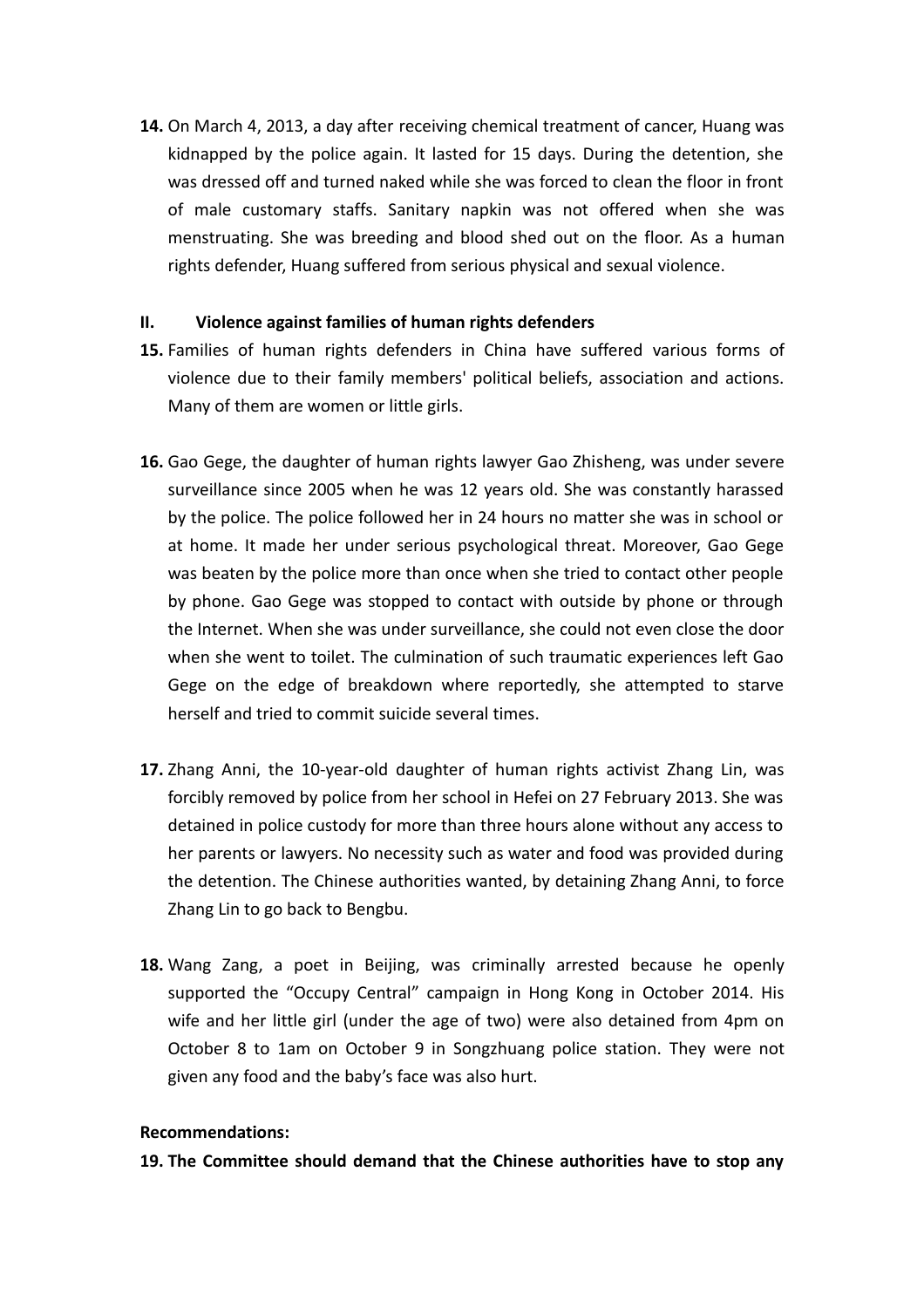**14.** On March 4, 2013, a day after receiving chemical treatment of cancer, Huang was kidnapped by the police again. It lasted for 15 days. During the detention, she was dressed off and turned naked while she was forced to clean the floor in front of male customary staffs. Sanitary napkin was not offered when she was menstruating. She was breeding and blood shed out on the floor. As a human rights defender, Huang suffered from serious physical and sexual violence.

## II. Violence against families of human rights defenders

**15.** Families of human rights defenders in China have suffered various forms of violence due to their family members' political beliefs, association and actions. Many of them are women or little girls.

**16.** Gao Gege, the daughter of human rights lawyer Gao Zhisheng, was under severe surveillance since 2005 when he was 12 years old. She was constantly harassed by the police. The police followed her in 24 hours no matter she was in school or at home. It made her under serious psychological threat. Moreover, Gao Gege was beaten by the police more than once when she tried to contact other people by phone. Gao Gege was stopped to contact with outside by phone or through the Internet. When she was under surveillance, she could not even close the door when she went to toilet. The culmination of such traumatic experiences left Gao Gege on the edge of breakdown where reportedly, she attempted to starve herself and tried to commit suicide several times.

**17.** Zhang Anni, the 10-year-old daughter of human rights activist Zhang Lin, was forcibly removed by police from her school in Hefei on 27 February 2013. She was detained in police custody for more than three hours alone without any access to her parents or lawyers. No necessity such as water and food was provided during the detention. The Chinese authorities wanted, by detaining Zhang Anni, to force Zhang Lin to go back to Bengbu.

**18.** Wang Zang, a poet in Beijing, was criminally arrested because he openly supported the "Occupy Central" campaign in Hong Kong in October 2014. His wife and her little girl (under the age of two) were also detained from 4pm on October 8 to 1am on October 9 in Songzhuang police station. They were not given any food and the baby's face was also hurt.

**Recommendations:**

**19. The Committee should demand that the Chinese authorities have to stop any**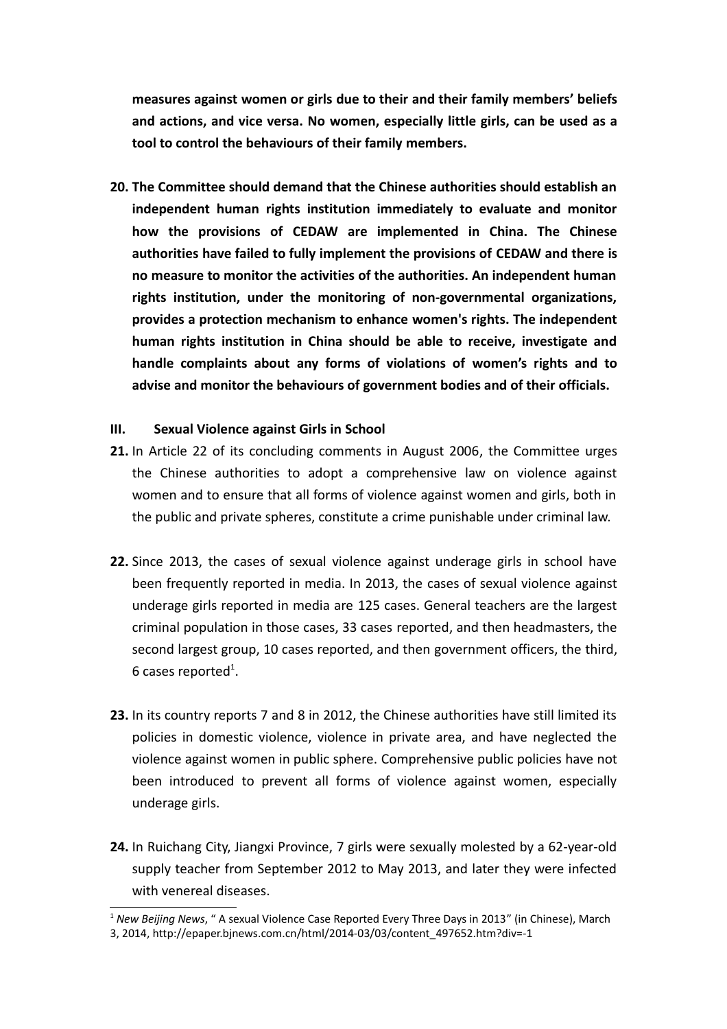**measures against women or girls due to their and their family members' beliefs and actions, and vice versa. No women, especially little girls, can be used as a tool to control the behaviours of their family members.**

**20. The Committee should demand that the Chinese authorities should establish an independent human rights institution immediately to evaluate and monitor how the provisions of CEDAW are implemented in China. The Chinese authorities have failed to fully implement the provisions of CEDAW and there is no measure to monitor the activities of the authorities. An independent human rights institution, under the monitoring of non-governmental organizations, provides a protection mechanism to enhance women's rights. The independent human rights institution in China should be able to receive, investigate and handle complaints about any forms of violations of women's rights and to advise and monitor the behaviours of government bodies and of their officials.**

### III. Sexual Violence against Girls in School

**21.** In Article 22 of its concluding comments in August 2006, the Committee urges the Chinese authorities to adopt a comprehensive law on violence against women and to ensure that all forms of violence against women and girls, both in the public and private spheres, constitute a crime punishable under criminal law.

**22.** Since 2013, the cases of sexual violence against underage girls in school have been frequently reported in media. In 2013, the cases of sexual violence against underage girls reported in media are 125 cases. General teachers are the largest criminal population in those cases, 33 cases reported, and then headmasters, the second largest group, 10 cases reported, and then government officers, the third, 6 cases reported[1].

**23.** In its country reports 7 and 8 in 2012, the Chinese authorities have still limited its policies in domestic violence, violence in private area, and have neglected the violence against women in public sphere. Comprehensive public policies have not been introduced to prevent all forms of violence against women, especially underage girls.

**24.** In Ruichang City, Jiangxi Province, 7 girls were sexually molested by a 62-year-old supply teacher from September 2012 to May 2013, and later they were infected with venereal diseases.

---

[1] *New Beijing News*, " A sexual Violence Case Reported Every Three Days in 2013" (in Chinese), March 3, 2014, http://epaper.bjnews.com.cn/html/2014-03/03/content_497652.htm?div=-1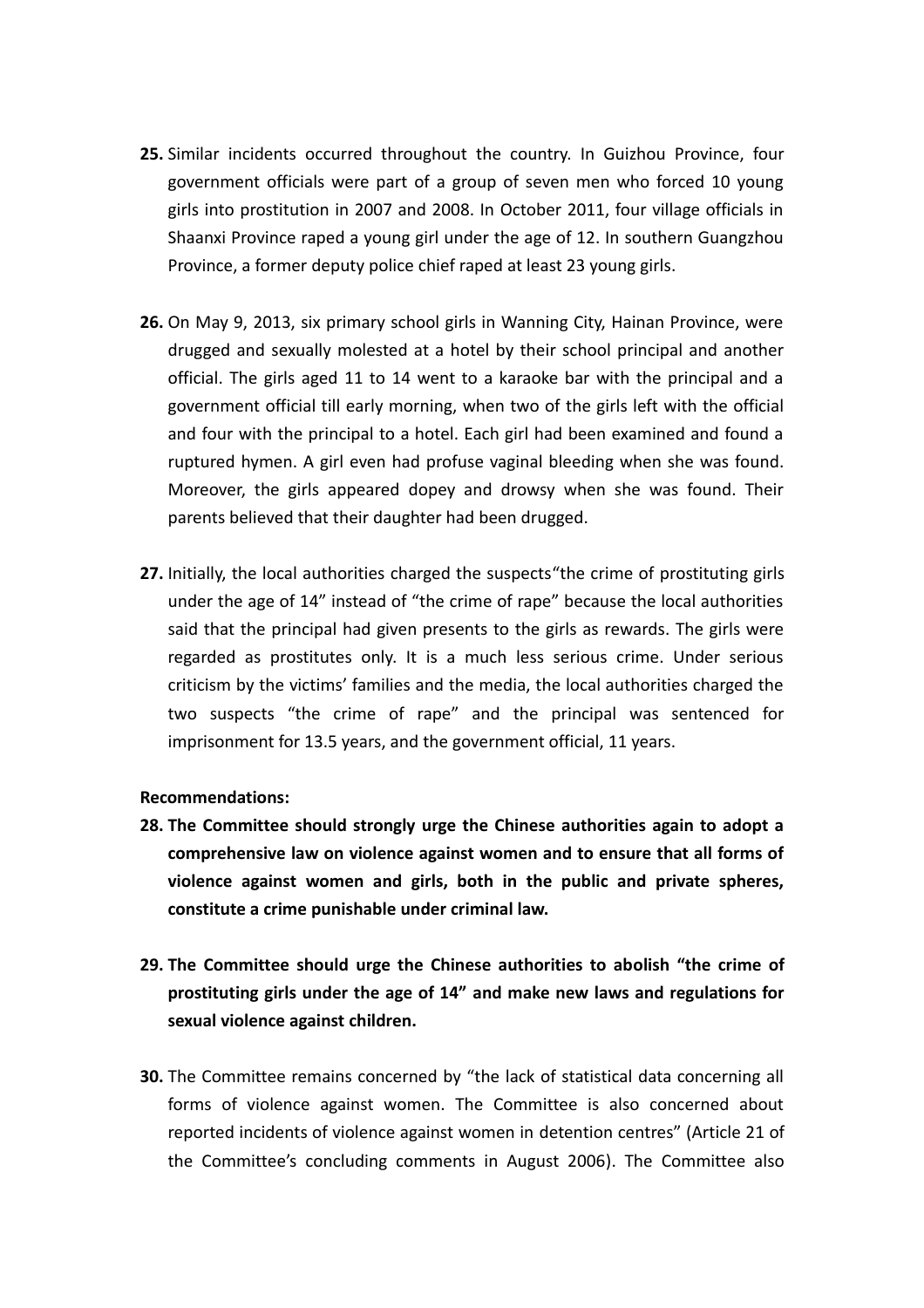**25.** Similar incidents occurred throughout the country. In Guizhou Province, four government officials were part of a group of seven men who forced 10 young girls into prostitution in 2007 and 2008. In October 2011, four village officials in Shaanxi Province raped a young girl under the age of 12. In southern Guangzhou Province, a former deputy police chief raped at least 23 young girls.

**26.** On May 9, 2013, six primary school girls in Wanning City, Hainan Province, were drugged and sexually molested at a hotel by their school principal and another official. The girls aged 11 to 14 went to a karaoke bar with the principal and a government official till early morning, when two of the girls left with the official and four with the principal to a hotel. Each girl had been examined and found a ruptured hymen. A girl even had profuse vaginal bleeding when she was found. Moreover, the girls appeared dopey and drowsy when she was found. Their parents believed that their daughter had been drugged.

**27.** Initially, the local authorities charged the suspects"the crime of prostituting girls under the age of 14" instead of "the crime of rape" because the local authorities said that the principal had given presents to the girls as rewards. The girls were regarded as prostitutes only. It is a much less serious crime. Under serious criticism by the victims' families and the media, the local authorities charged the two suspects "the crime of rape" and the principal was sentenced for imprisonment for 13.5 years, and the government official, 11 years.

**Recommendations:**

**28. The Committee should strongly urge the Chinese authorities again to adopt a comprehensive law on violence against women and to ensure that all forms of violence against women and girls, both in the public and private spheres, constitute a crime punishable under criminal law.**

**29. The Committee should urge the Chinese authorities to abolish "the crime of prostituting girls under the age of 14" and make new laws and regulations for sexual violence against children.**

**30.** The Committee remains concerned by "the lack of statistical data concerning all forms of violence against women. The Committee is also concerned about reported incidents of violence against women in detention centres" (Article 21 of the Committee's concluding comments in August 2006). The Committee also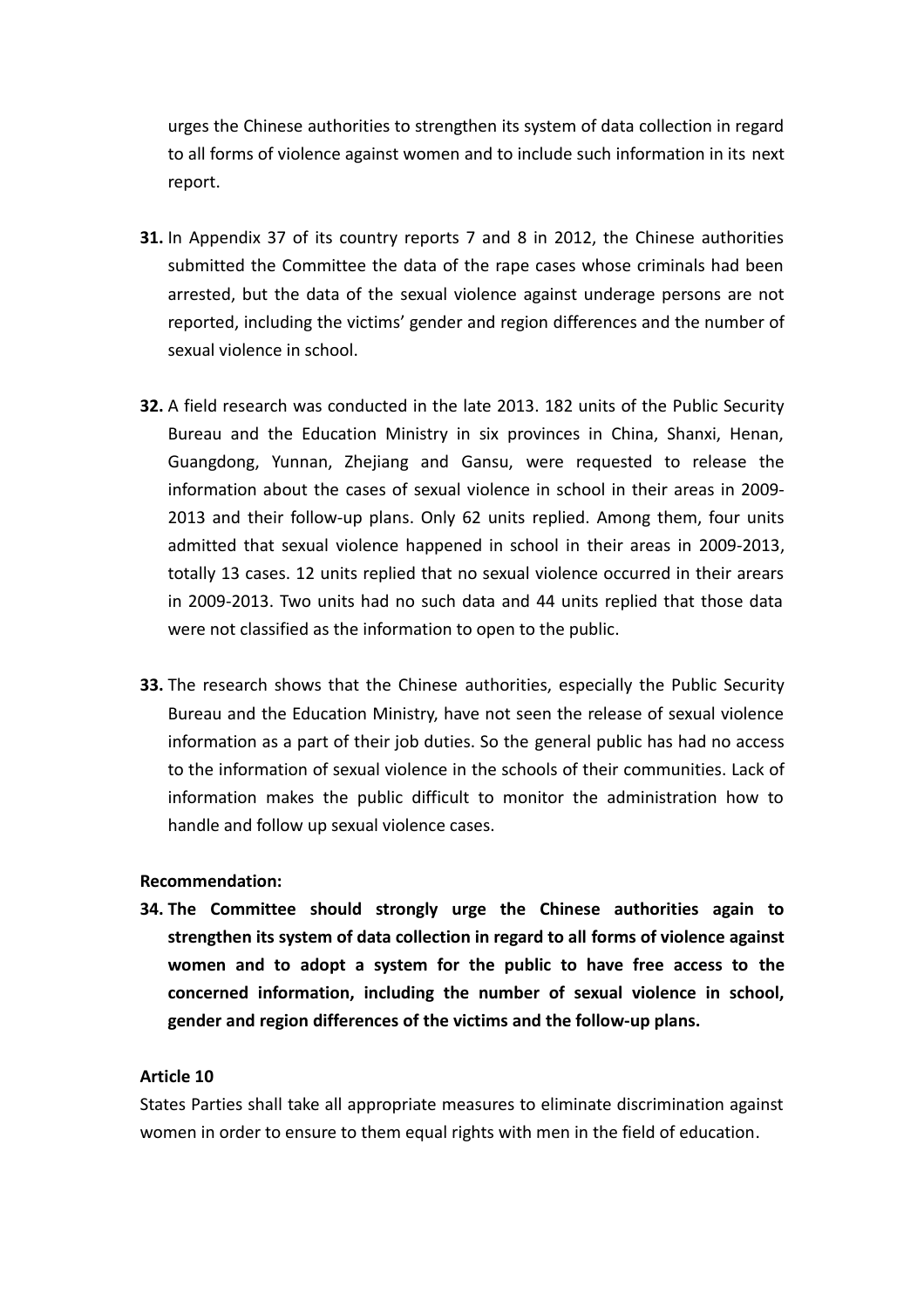urges the Chinese authorities to strengthen its system of data collection in regard to all forms of violence against women and to include such information in its next report.

**31.** In Appendix 37 of its country reports 7 and 8 in 2012, the Chinese authorities submitted the Committee the data of the rape cases whose criminals had been arrested, but the data of the sexual violence against underage persons are not reported, including the victims' gender and region differences and the number of sexual violence in school.

**32.** A field research was conducted in the late 2013. 182 units of the Public Security Bureau and the Education Ministry in six provinces in China, Shanxi, Henan, Guangdong, Yunnan, Zhejiang and Gansu, were requested to release the information about the cases of sexual violence in school in their areas in 2009-2013 and their follow-up plans. Only 62 units replied. Among them, four units admitted that sexual violence happened in school in their areas in 2009-2013, totally 13 cases. 12 units replied that no sexual violence occurred in their arears in 2009-2013. Two units had no such data and 44 units replied that those data were not classified as the information to open to the public.

**33.** The research shows that the Chinese authorities, especially the Public Security Bureau and the Education Ministry, have not seen the release of sexual violence information as a part of their job duties. So the general public has had no access to the information of sexual violence in the schools of their communities. Lack of information makes the public difficult to monitor the administration how to handle and follow up sexual violence cases.

**Recommendation:**

**34. The Committee should strongly urge the Chinese authorities again to strengthen its system of data collection in regard to all forms of violence against women and to adopt a system for the public to have free access to the concerned information, including the number of sexual violence in school, gender and region differences of the victims and the follow-up plans.**

**Article 10**

States Parties shall take all appropriate measures to eliminate discrimination against women in order to ensure to them equal rights with men in the field of education.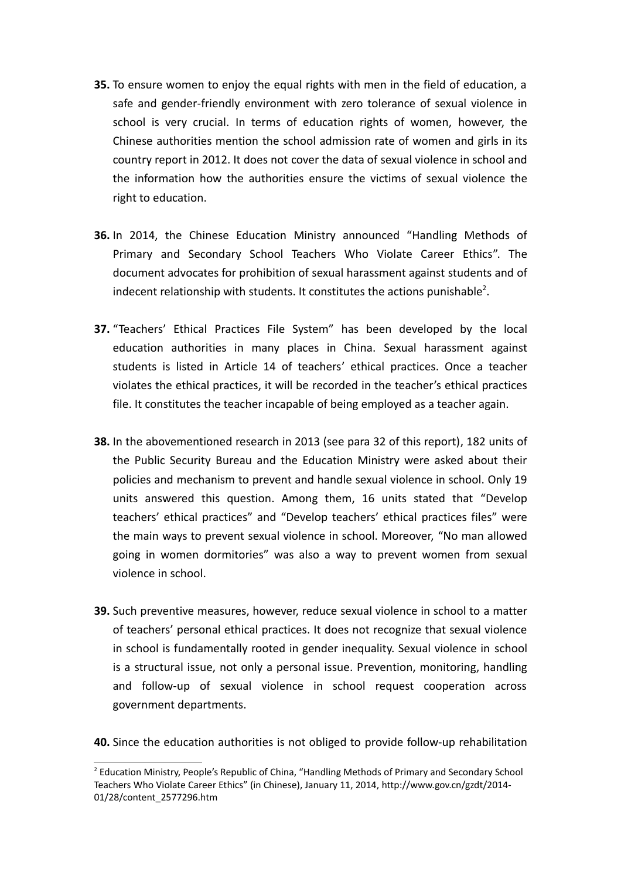**35.** To ensure women to enjoy the equal rights with men in the field of education, a safe and gender-friendly environment with zero tolerance of sexual violence in school is very crucial. In terms of education rights of women, however, the Chinese authorities mention the school admission rate of women and girls in its country report in 2012. It does not cover the data of sexual violence in school and the information how the authorities ensure the victims of sexual violence the right to education.

**36.** In 2014, the Chinese Education Ministry announced "Handling Methods of Primary and Secondary School Teachers Who Violate Career Ethics". The document advocates for prohibition of sexual harassment against students and of indecent relationship with students. It constitutes the actions punishable[2].

**37.** "Teachers' Ethical Practices File System" has been developed by the local education authorities in many places in China. Sexual harassment against students is listed in Article 14 of teachers' ethical practices. Once a teacher violates the ethical practices, it will be recorded in the teacher's ethical practices file. It constitutes the teacher incapable of being employed as a teacher again.

**38.** In the abovementioned research in 2013 (see para 32 of this report), 182 units of the Public Security Bureau and the Education Ministry were asked about their policies and mechanism to prevent and handle sexual violence in school. Only 19 units answered this question. Among them, 16 units stated that "Develop teachers' ethical practices" and "Develop teachers' ethical practices files" were the main ways to prevent sexual violence in school. Moreover, "No man allowed going in women dormitories" was also a way to prevent women from sexual violence in school.

**39.** Such preventive measures, however, reduce sexual violence in school to a matter of teachers' personal ethical practices. It does not recognize that sexual violence in school is fundamentally rooted in gender inequality. Sexual violence in school is a structural issue, not only a personal issue. Prevention, monitoring, handling and follow-up of sexual violence in school request cooperation across government departments.

**40.** Since the education authorities is not obliged to provide follow-up rehabilitation

---

[2] Education Ministry, People's Republic of China, "Handling Methods of Primary and Secondary School Teachers Who Violate Career Ethics" (in Chinese), January 11, 2014, http://www.gov.cn/gzdt/2014-01/28/content_2577296.htm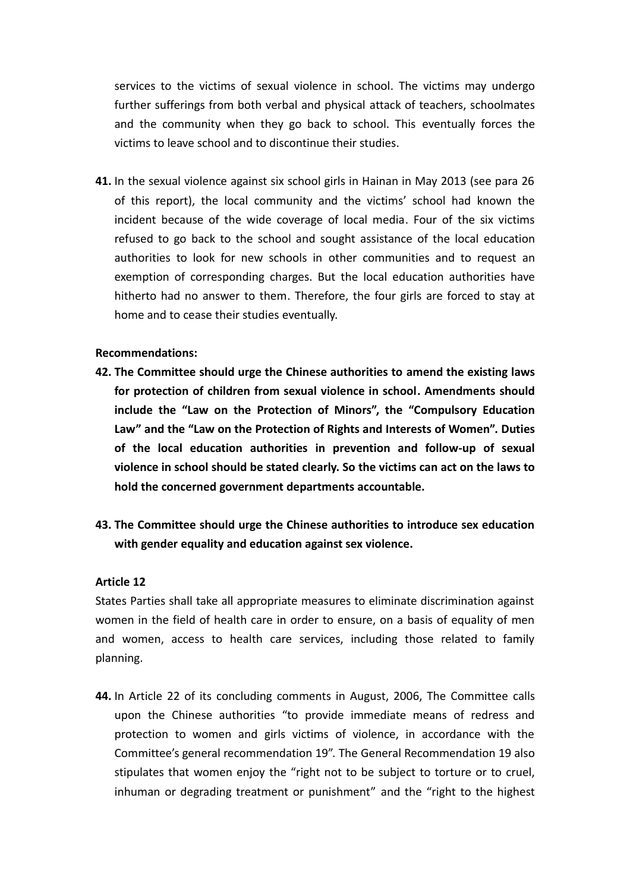services to the victims of sexual violence in school. The victims may undergo further sufferings from both verbal and physical attack of teachers, schoolmates and the community when they go back to school. This eventually forces the victims to leave school and to discontinue their studies.

**41.** In the sexual violence against six school girls in Hainan in May 2013 (see para 26 of this report), the local community and the victims' school had known the incident because of the wide coverage of local media. Four of the six victims refused to go back to the school and sought assistance of the local education authorities to look for new schools in other communities and to request an exemption of corresponding charges. But the local education authorities have hitherto had no answer to them. Therefore, the four girls are forced to stay at home and to cease their studies eventually.

**Recommendations:**

**42. The Committee should urge the Chinese authorities to amend the existing laws for protection of children from sexual violence in school. Amendments should include the "Law on the Protection of Minors", the "Compulsory Education Law" and the "Law on the Protection of Rights and Interests of Women". Duties of the local education authorities in prevention and follow-up of sexual violence in school should be stated clearly. So the victims can act on the laws to hold the concerned government departments accountable.**

**43. The Committee should urge the Chinese authorities to introduce sex education with gender equality and education against sex violence.**

**Article 12**

States Parties shall take all appropriate measures to eliminate discrimination against women in the field of health care in order to ensure, on a basis of equality of men and women, access to health care services, including those related to family planning.

**44.** In Article 22 of its concluding comments in August, 2006, The Committee calls upon the Chinese authorities "to provide immediate means of redress and protection to women and girls victims of violence, in accordance with the Committee's general recommendation 19". The General Recommendation 19 also stipulates that women enjoy the "right not to be subject to torture or to cruel, inhuman or degrading treatment or punishment" and the "right to the highest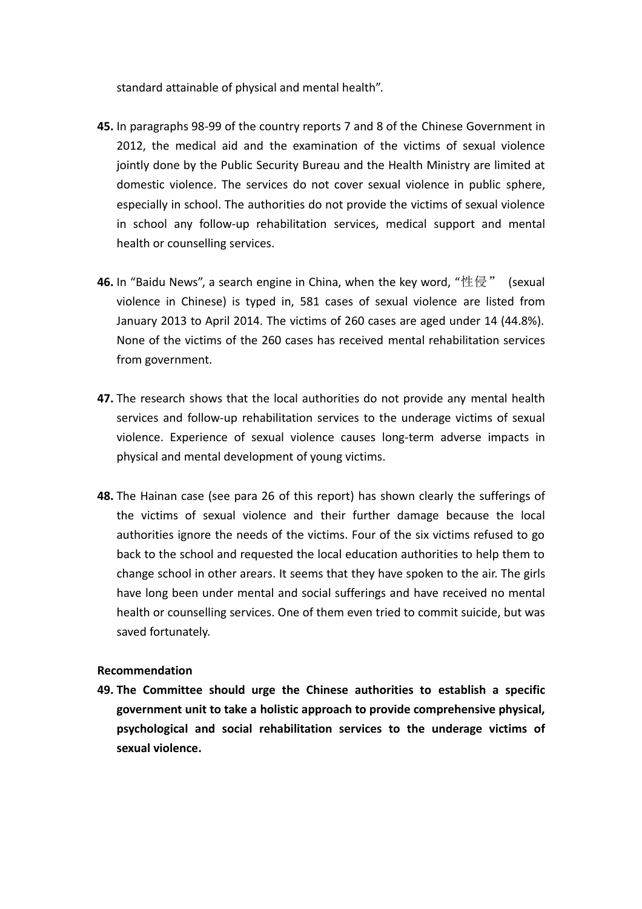standard attainable of physical and mental health".

**45.** In paragraphs 98-99 of the country reports 7 and 8 of the Chinese Government in 2012, the medical aid and the examination of the victims of sexual violence jointly done by the Public Security Bureau and the Health Ministry are limited at domestic violence. The services do not cover sexual violence in public sphere, especially in school. The authorities do not provide the victims of sexual violence in school any follow-up rehabilitation services, medical support and mental health or counselling services.

**46.** In "Baidu News", a search engine in China, when the key word, "性侵" (sexual violence in Chinese) is typed in, 581 cases of sexual violence are listed from January 2013 to April 2014. The victims of 260 cases are aged under 14 (44.8%). None of the victims of the 260 cases has received mental rehabilitation services from government.

**47.** The research shows that the local authorities do not provide any mental health services and follow-up rehabilitation services to the underage victims of sexual violence. Experience of sexual violence causes long-term adverse impacts in physical and mental development of young victims.

**48.** The Hainan case (see para 26 of this report) has shown clearly the sufferings of the victims of sexual violence and their further damage because the local authorities ignore the needs of the victims. Four of the six victims refused to go back to the school and requested the local education authorities to help them to change school in other arears. It seems that they have spoken to the air. The girls have long been under mental and social sufferings and have received no mental health or counselling services. One of them even tried to commit suicide, but was saved fortunately.

**Recommendation**

**49. The Committee should urge the Chinese authorities to establish a specific government unit to take a holistic approach to provide comprehensive physical, psychological and social rehabilitation services to the underage victims of sexual violence.**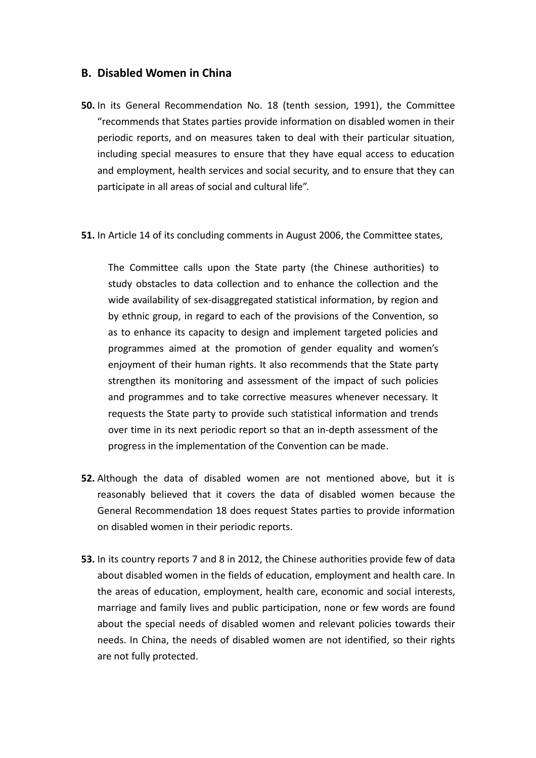## B. Disabled Women in China

**50.** In its General Recommendation No. 18 (tenth session, 1991), the Committee "recommends that States parties provide information on disabled women in their periodic reports, and on measures taken to deal with their particular situation, including special measures to ensure that they have equal access to education and employment, health services and social security, and to ensure that they can participate in all areas of social and cultural life".

**51.** In Article 14 of its concluding comments in August 2006, the Committee states,

> The Committee calls upon the State party (the Chinese authorities) to study obstacles to data collection and to enhance the collection and the wide availability of sex-disaggregated statistical information, by region and by ethnic group, in regard to each of the provisions of the Convention, so as to enhance its capacity to design and implement targeted policies and programmes aimed at the promotion of gender equality and women's enjoyment of their human rights. It also recommends that the State party strengthen its monitoring and assessment of the impact of such policies and programmes and to take corrective measures whenever necessary. It requests the State party to provide such statistical information and trends over time in its next periodic report so that an in-depth assessment of the progress in the implementation of the Convention can be made.

**52.** Although the data of disabled women are not mentioned above, but it is reasonably believed that it covers the data of disabled women because the General Recommendation 18 does request States parties to provide information on disabled women in their periodic reports.

**53.** In its country reports 7 and 8 in 2012, the Chinese authorities provide few of data about disabled women in the fields of education, employment and health care. In the areas of education, employment, health care, economic and social interests, marriage and family lives and public participation, none or few words are found about the special needs of disabled women and relevant policies towards their needs. In China, the needs of disabled women are not identified, so their rights are not fully protected.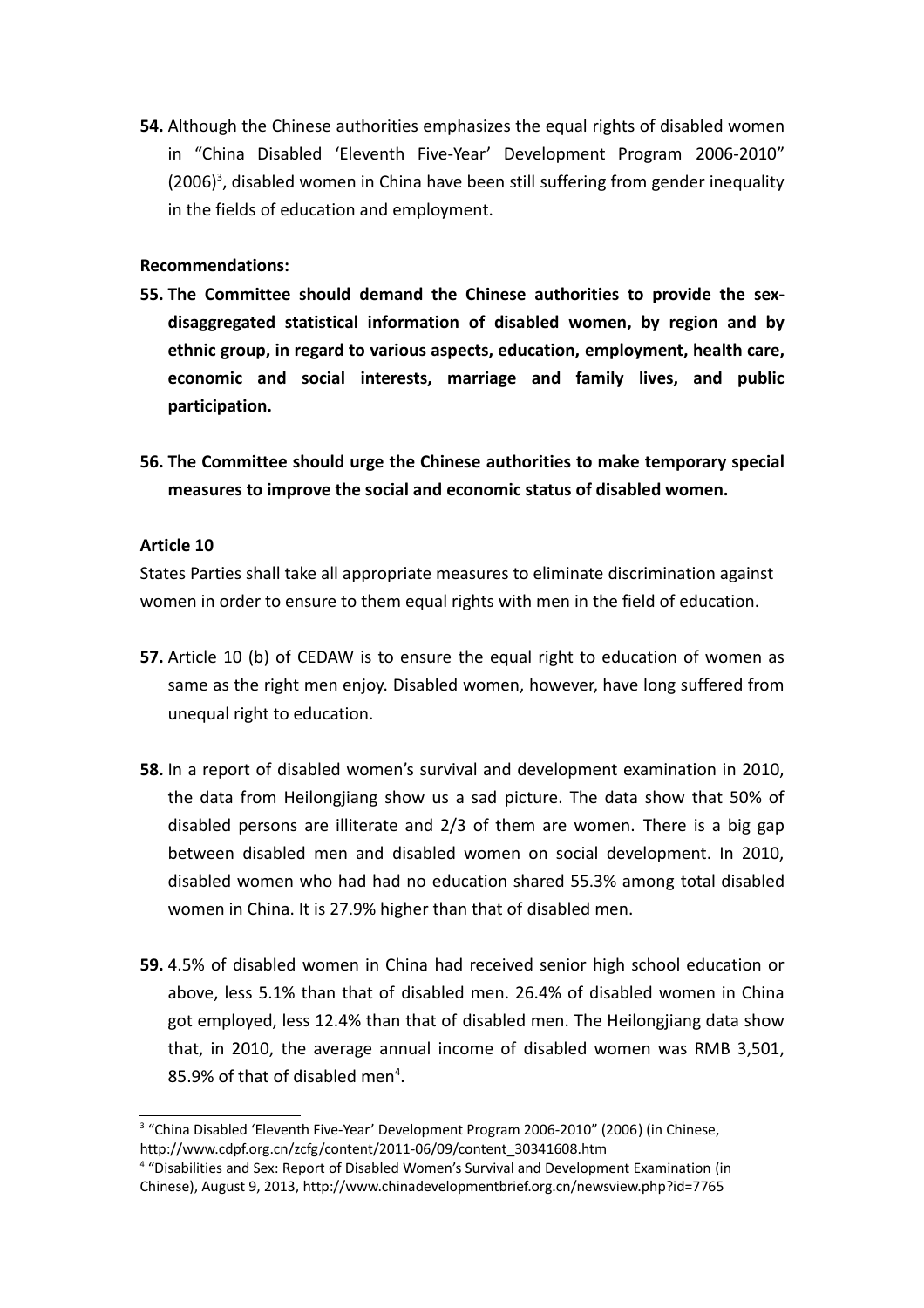**54.** Although the Chinese authorities emphasizes the equal rights of disabled women in "China Disabled 'Eleventh Five-Year' Development Program 2006-2010" (2006)[3], disabled women in China have been still suffering from gender inequality in the fields of education and employment.

**Recommendations:**

**55. The Committee should demand the Chinese authorities to provide the sex-disaggregated statistical information of disabled women, by region and by ethnic group, in regard to various aspects, education, employment, health care, economic and social interests, marriage and family lives, and public participation.**

**56. The Committee should urge the Chinese authorities to make temporary special measures to improve the social and economic status of disabled women.**

**Article 10**

States Parties shall take all appropriate measures to eliminate discrimination against women in order to ensure to them equal rights with men in the field of education.

**57.** Article 10 (b) of CEDAW is to ensure the equal right to education of women as same as the right men enjoy. Disabled women, however, have long suffered from unequal right to education.

**58.** In a report of disabled women's survival and development examination in 2010, the data from Heilongjiang show us a sad picture. The data show that 50% of disabled persons are illiterate and 2/3 of them are women. There is a big gap between disabled men and disabled women on social development. In 2010, disabled women who had had no education shared 55.3% among total disabled women in China. It is 27.9% higher than that of disabled men.

**59.** 4.5% of disabled women in China had received senior high school education or above, less 5.1% than that of disabled men. 26.4% of disabled women in China got employed, less 12.4% than that of disabled men. The Heilongjiang data show that, in 2010, the average annual income of disabled women was RMB 3,501, 85.9% of that of disabled men[4].

---

[3] "China Disabled 'Eleventh Five-Year' Development Program 2006-2010" (2006) (in Chinese, http://www.cdpf.org.cn/zcfg/content/2011-06/09/content_30341608.htm

[4] "Disabilities and Sex: Report of Disabled Women's Survival and Development Examination (in Chinese), August 9, 2013, http://www.chinadevelopmentbrief.org.cn/newsview.php?id=7765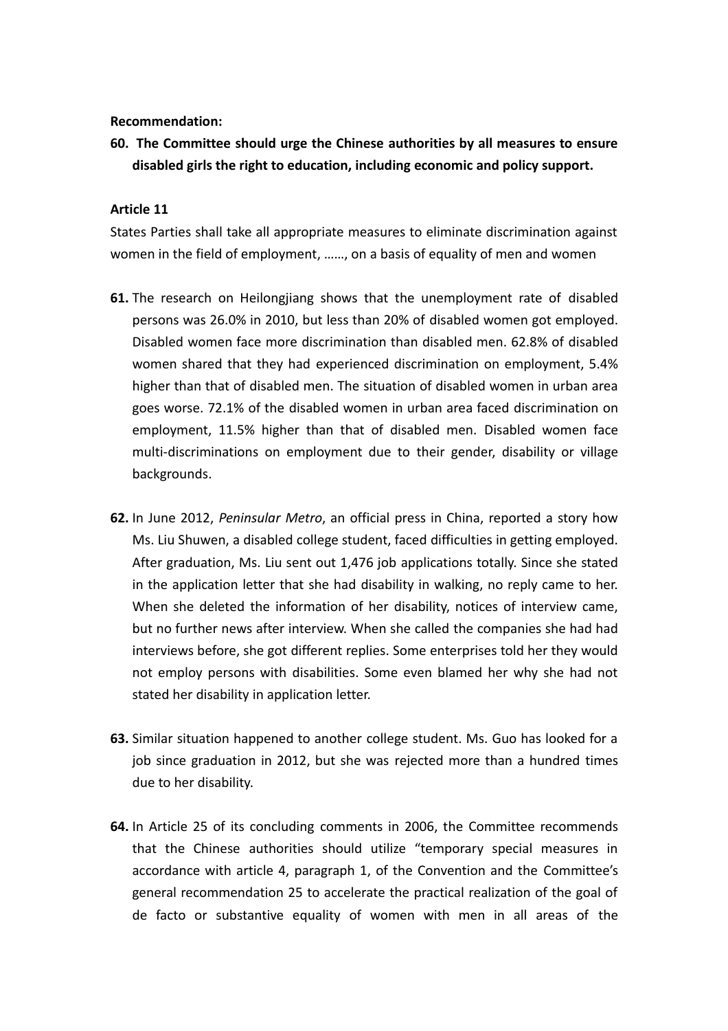**Recommendation:**

**60. The Committee should urge the Chinese authorities by all measures to ensure disabled girls the right to education, including economic and policy support.**

**Article 11**

States Parties shall take all appropriate measures to eliminate discrimination against women in the field of employment, ……, on a basis of equality of men and women

**61.** The research on Heilongjiang shows that the unemployment rate of disabled persons was 26.0% in 2010, but less than 20% of disabled women got employed. Disabled women face more discrimination than disabled men. 62.8% of disabled women shared that they had experienced discrimination on employment, 5.4% higher than that of disabled men. The situation of disabled women in urban area goes worse. 72.1% of the disabled women in urban area faced discrimination on employment, 11.5% higher than that of disabled men. Disabled women face multi-discriminations on employment due to their gender, disability or village backgrounds.

**62.** In June 2012, *Peninsular Metro*, an official press in China, reported a story how Ms. Liu Shuwen, a disabled college student, faced difficulties in getting employed. After graduation, Ms. Liu sent out 1,476 job applications totally. Since she stated in the application letter that she had disability in walking, no reply came to her. When she deleted the information of her disability, notices of interview came, but no further news after interview. When she called the companies she had had interviews before, she got different replies. Some enterprises told her they would not employ persons with disabilities. Some even blamed her why she had not stated her disability in application letter.

**63.** Similar situation happened to another college student. Ms. Guo has looked for a job since graduation in 2012, but she was rejected more than a hundred times due to her disability.

**64.** In Article 25 of its concluding comments in 2006, the Committee recommends that the Chinese authorities should utilize "temporary special measures in accordance with article 4, paragraph 1, of the Convention and the Committee's general recommendation 25 to accelerate the practical realization of the goal of de facto or substantive equality of women with men in all areas of the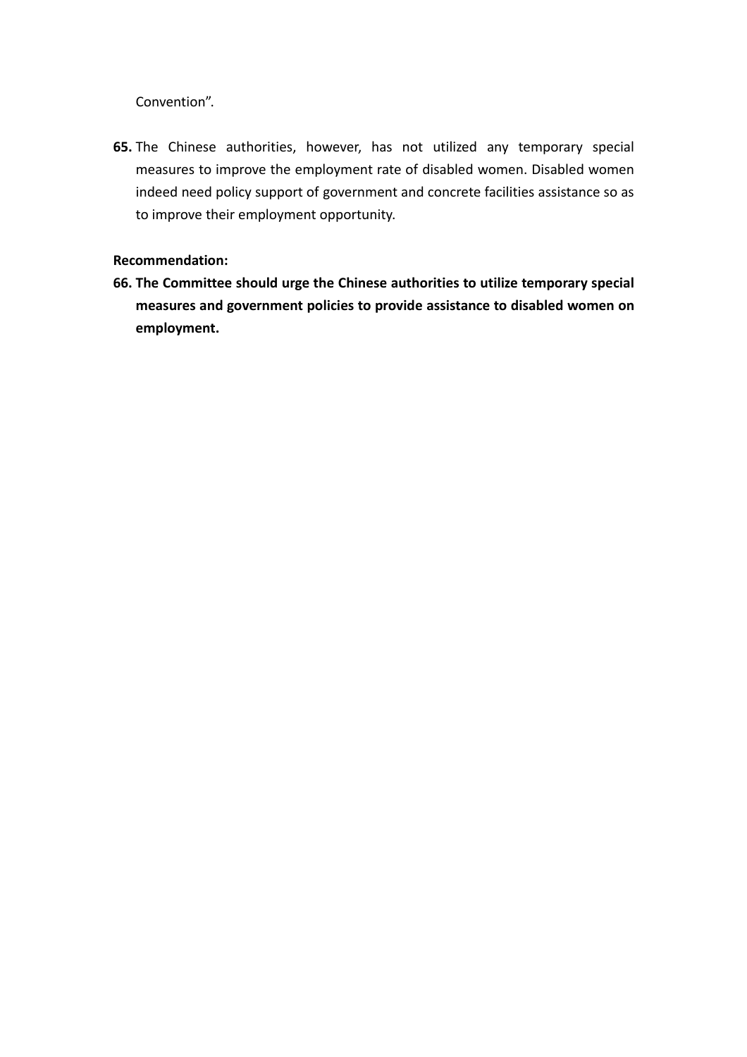Convention”.

**65.** The Chinese authorities, however, has not utilized any temporary special measures to improve the employment rate of disabled women. Disabled women indeed need policy support of government and concrete facilities assistance so as to improve their employment opportunity.

**Recommendation:**

**66. The Committee should urge the Chinese authorities to utilize temporary special measures and government policies to provide assistance to disabled women on employment.**